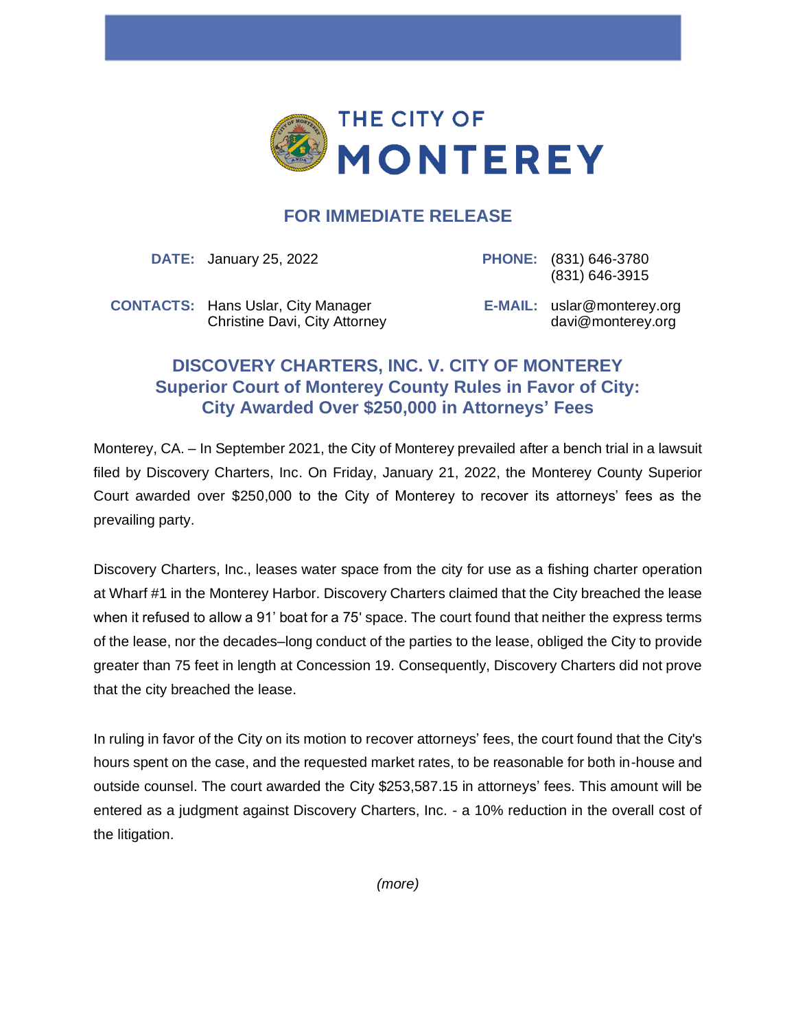THE CITY OF MONTEREY

## FOR IMMEDIATE RELEASE

**DATE:** January 25, 2022

**PHONE:** (831) 646-3780
(831) 646-3915

**CONTACTS:** Hans Uslar, City Manager
Christine Davi, City Attorney

**E-MAIL:** uslar@monterey.org
davi@monterey.org

## DISCOVERY CHARTERS, INC. V. CITY OF MONTEREY
### Superior Court of Monterey County Rules in Favor of City: City Awarded Over $250,000 in Attorneys' Fees

Monterey, CA. – In September 2021, the City of Monterey prevailed after a bench trial in a lawsuit filed by Discovery Charters, Inc. On Friday, January 21, 2022, the Monterey County Superior Court awarded over $250,000 to the City of Monterey to recover its attorneys' fees as the prevailing party.

Discovery Charters, Inc., leases water space from the city for use as a fishing charter operation at Wharf #1 in the Monterey Harbor. Discovery Charters claimed that the City breached the lease when it refused to allow a 91' boat for a 75' space. The court found that neither the express terms of the lease, nor the decades–long conduct of the parties to the lease, obliged the City to provide greater than 75 feet in length at Concession 19. Consequently, Discovery Charters did not prove that the city breached the lease.

In ruling in favor of the City on its motion to recover attorneys' fees, the court found that the City's hours spent on the case, and the requested market rates, to be reasonable for both in-house and outside counsel. The court awarded the City $253,587.15 in attorneys' fees. This amount will be entered as a judgment against Discovery Charters, Inc. - a 10% reduction in the overall cost of the litigation.

*(more)*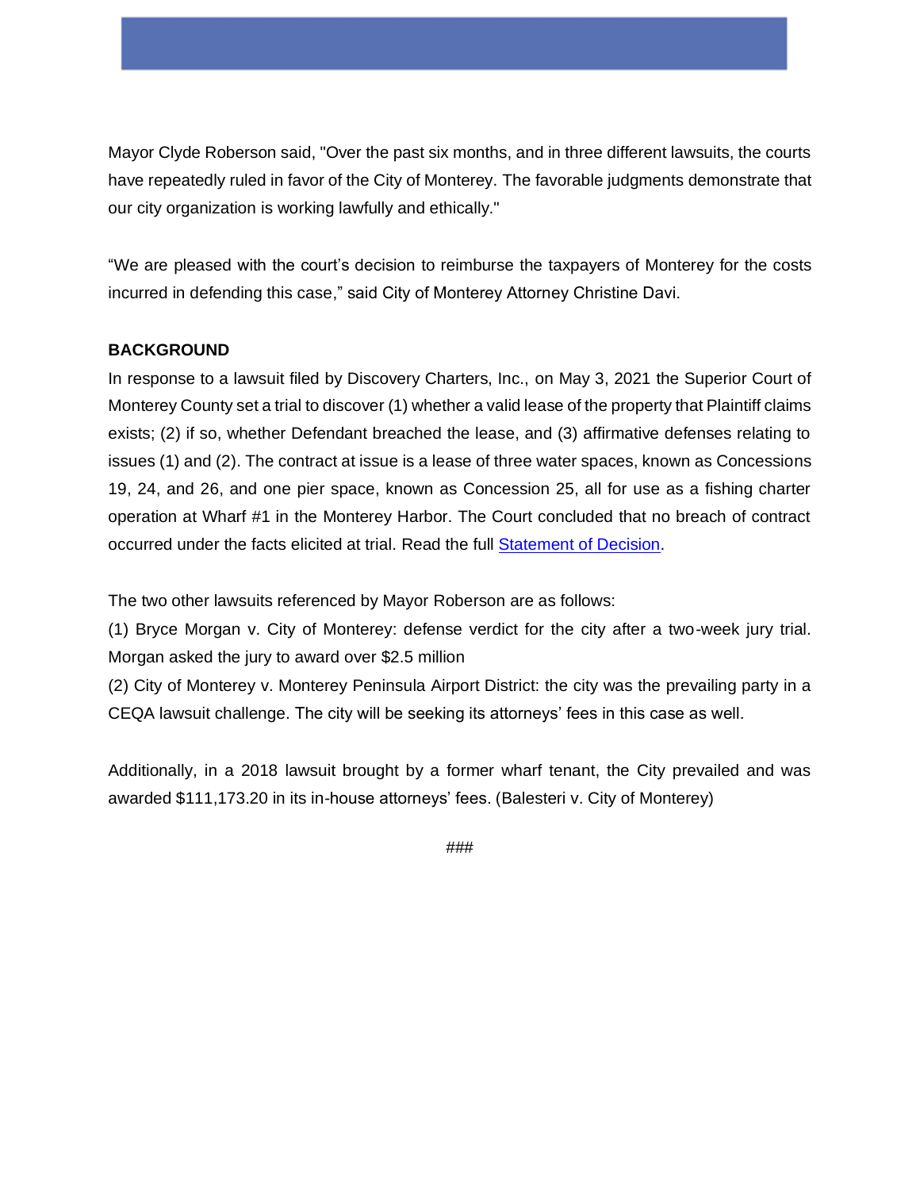Mayor Clyde Roberson said, "Over the past six months, and in three different lawsuits, the courts have repeatedly ruled in favor of the City of Monterey. The favorable judgments demonstrate that our city organization is working lawfully and ethically."

"We are pleased with the court's decision to reimburse the taxpayers of Monterey for the costs incurred in defending this case," said City of Monterey Attorney Christine Davi.

**BACKGROUND**

In response to a lawsuit filed by Discovery Charters, Inc., on May 3, 2021 the Superior Court of Monterey County set a trial to discover (1) whether a valid lease of the property that Plaintiff claims exists; (2) if so, whether Defendant breached the lease, and (3) affirmative defenses relating to issues (1) and (2). The contract at issue is a lease of three water spaces, known as Concessions 19, 24, and 26, and one pier space, known as Concession 25, all for use as a fishing charter operation at Wharf #1 in the Monterey Harbor. The Court concluded that no breach of contract occurred under the facts elicited at trial. Read the full Statement of Decision.

The two other lawsuits referenced by Mayor Roberson are as follows:

(1) Bryce Morgan v. City of Monterey: defense verdict for the city after a two-week jury trial. Morgan asked the jury to award over $2.5 million

(2) City of Monterey v. Monterey Peninsula Airport District: the city was the prevailing party in a CEQA lawsuit challenge. The city will be seeking its attorneys' fees in this case as well.

Additionally, in a 2018 lawsuit brought by a former wharf tenant, the City prevailed and was awarded $111,173.20 in its in-house attorneys' fees. (Balesteri v. City of Monterey)

###